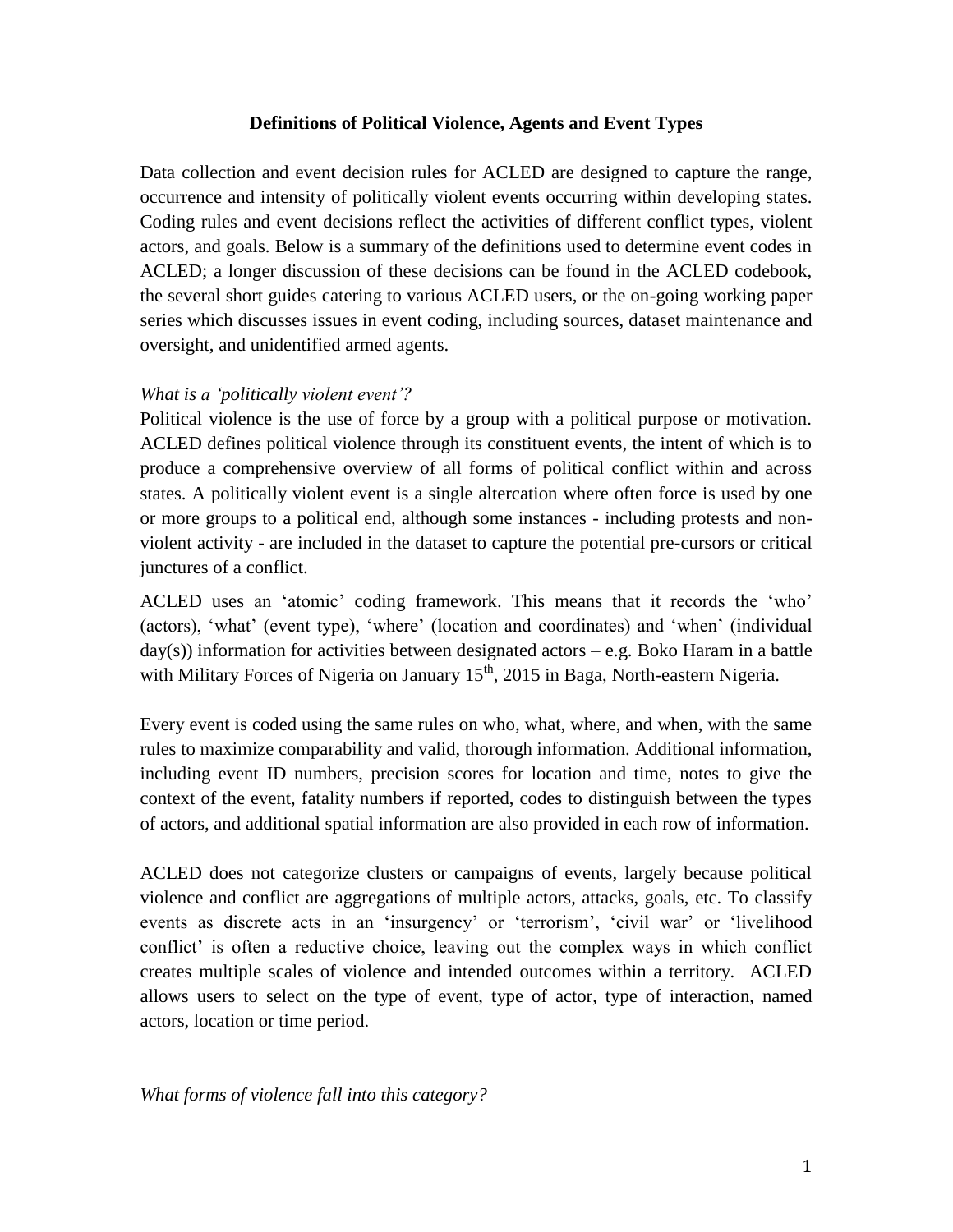# Definitions of Political Violence, Agents and Event Types

Data collection and event decision rules for ACLED are designed to capture the range, occurrence and intensity of politically violent events occurring within developing states. Coding rules and event decisions reflect the activities of different conflict types, violent actors, and goals. Below is a summary of the definitions used to determine event codes in ACLED; a longer discussion of these decisions can be found in the ACLED codebook, the several short guides catering to various ACLED users, or the on-going working paper series which discusses issues in event coding, including sources, dataset maintenance and oversight, and unidentified armed agents.

*What is a 'politically violent event'?*

Political violence is the use of force by a group with a political purpose or motivation. ACLED defines political violence through its constituent events, the intent of which is to produce a comprehensive overview of all forms of political conflict within and across states. A politically violent event is a single altercation where often force is used by one or more groups to a political end, although some instances - including protests and non-violent activity - are included in the dataset to capture the potential pre-cursors or critical junctures of a conflict.

ACLED uses an 'atomic' coding framework. This means that it records the 'who' (actors), 'what' (event type), 'where' (location and coordinates) and 'when' (individual day(s)) information for activities between designated actors – e.g. Boko Haram in a battle with Military Forces of Nigeria on January 15th, 2015 in Baga, North-eastern Nigeria.

Every event is coded using the same rules on who, what, where, and when, with the same rules to maximize comparability and valid, thorough information. Additional information, including event ID numbers, precision scores for location and time, notes to give the context of the event, fatality numbers if reported, codes to distinguish between the types of actors, and additional spatial information are also provided in each row of information.

ACLED does not categorize clusters or campaigns of events, largely because political violence and conflict are aggregations of multiple actors, attacks, goals, etc. To classify events as discrete acts in an 'insurgency' or 'terrorism', 'civil war' or 'livelihood conflict' is often a reductive choice, leaving out the complex ways in which conflict creates multiple scales of violence and intended outcomes within a territory. ACLED allows users to select on the type of event, type of actor, type of interaction, named actors, location or time period.

*What forms of violence fall into this category?*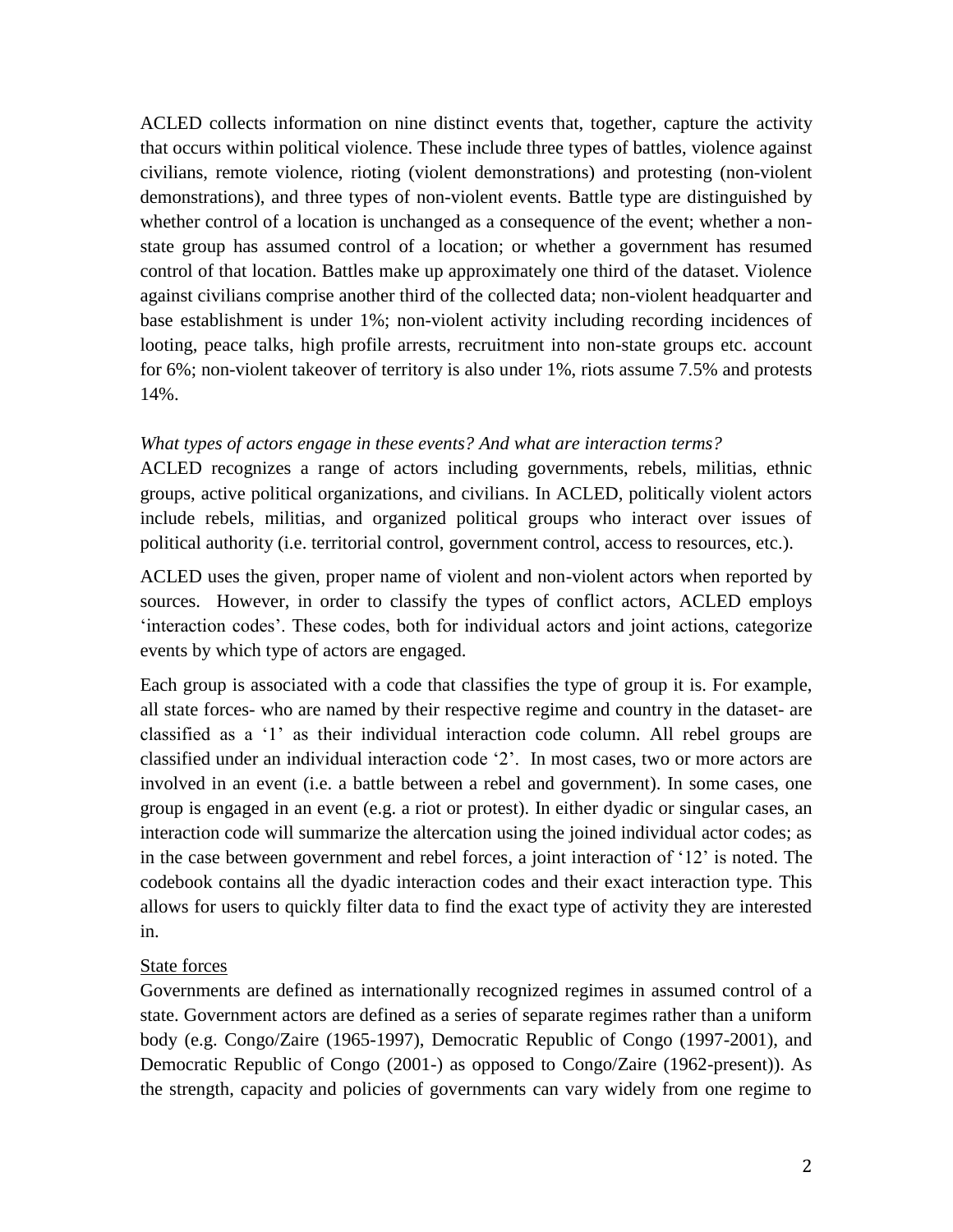ACLED collects information on nine distinct events that, together, capture the activity that occurs within political violence. These include three types of battles, violence against civilians, remote violence, rioting (violent demonstrations) and protesting (non-violent demonstrations), and three types of non-violent events. Battle type are distinguished by whether control of a location is unchanged as a consequence of the event; whether a non-state group has assumed control of a location; or whether a government has resumed control of that location. Battles make up approximately one third of the dataset. Violence against civilians comprise another third of the collected data; non-violent headquarter and base establishment is under 1%; non-violent activity including recording incidences of looting, peace talks, high profile arrests, recruitment into non-state groups etc. account for 6%; non-violent takeover of territory is also under 1%, riots assume 7.5% and protests 14%.

*What types of actors engage in these events? And what are interaction terms?*

ACLED recognizes a range of actors including governments, rebels, militias, ethnic groups, active political organizations, and civilians. In ACLED, politically violent actors include rebels, militias, and organized political groups who interact over issues of political authority (i.e. territorial control, government control, access to resources, etc.).

ACLED uses the given, proper name of violent and non-violent actors when reported by sources. However, in order to classify the types of conflict actors, ACLED employs 'interaction codes'. These codes, both for individual actors and joint actions, categorize events by which type of actors are engaged.

Each group is associated with a code that classifies the type of group it is. For example, all state forces- who are named by their respective regime and country in the dataset- are classified as a '1' as their individual interaction code column. All rebel groups are classified under an individual interaction code '2'. In most cases, two or more actors are involved in an event (i.e. a battle between a rebel and government). In some cases, one group is engaged in an event (e.g. a riot or protest). In either dyadic or singular cases, an interaction code will summarize the altercation using the joined individual actor codes; as in the case between government and rebel forces, a joint interaction of '12' is noted. The codebook contains all the dyadic interaction codes and their exact interaction type. This allows for users to quickly filter data to find the exact type of activity they are interested in.

State forces

Governments are defined as internationally recognized regimes in assumed control of a state. Government actors are defined as a series of separate regimes rather than a uniform body (e.g. Congo/Zaire (1965-1997), Democratic Republic of Congo (1997-2001), and Democratic Republic of Congo (2001-) as opposed to Congo/Zaire (1962-present)). As the strength, capacity and policies of governments can vary widely from one regime to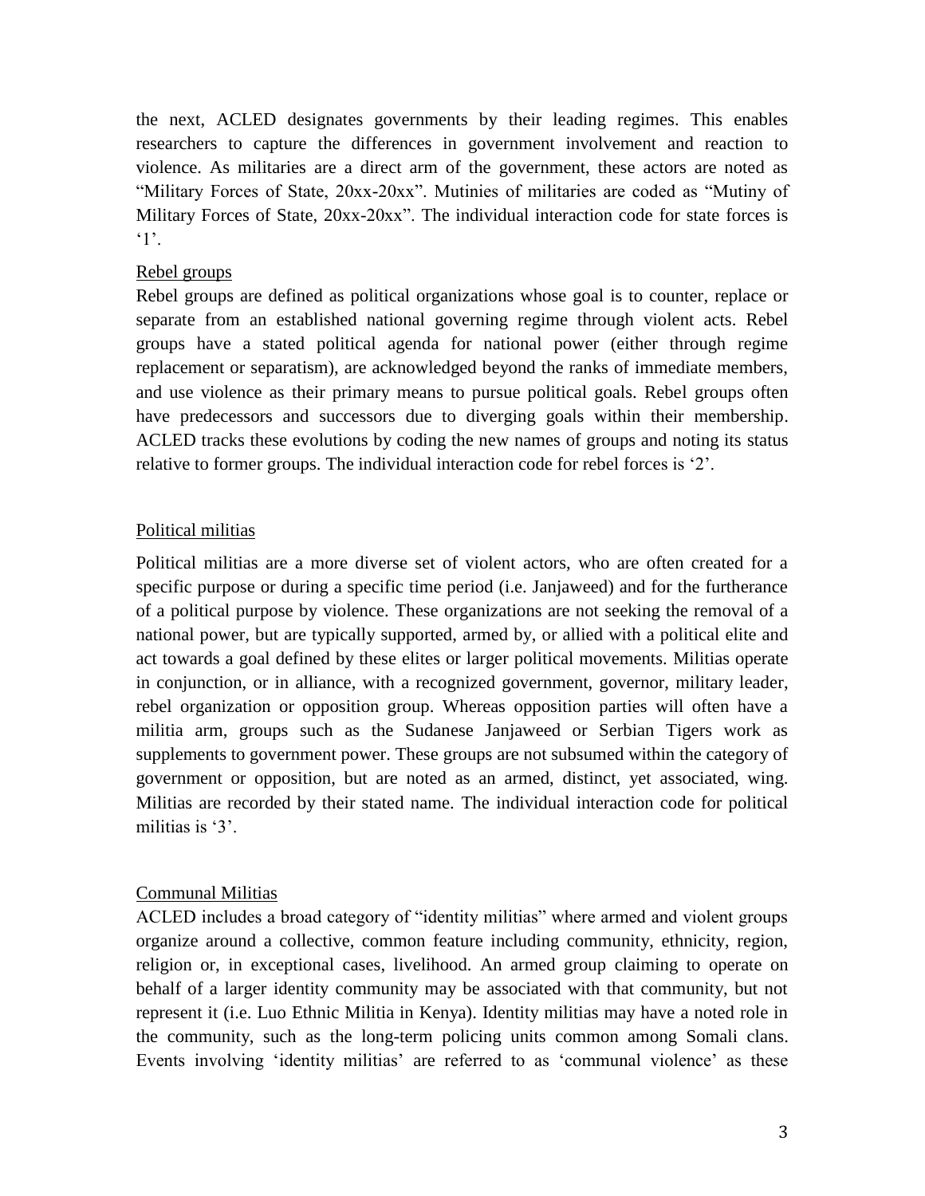the next, ACLED designates governments by their leading regimes. This enables researchers to capture the differences in government involvement and reaction to violence. As militaries are a direct arm of the government, these actors are noted as "Military Forces of State, 20xx-20xx". Mutinies of militaries are coded as "Mutiny of Military Forces of State, 20xx-20xx". The individual interaction code for state forces is '1'.

### Rebel groups

Rebel groups are defined as political organizations whose goal is to counter, replace or separate from an established national governing regime through violent acts. Rebel groups have a stated political agenda for national power (either through regime replacement or separatism), are acknowledged beyond the ranks of immediate members, and use violence as their primary means to pursue political goals. Rebel groups often have predecessors and successors due to diverging goals within their membership. ACLED tracks these evolutions by coding the new names of groups and noting its status relative to former groups. The individual interaction code for rebel forces is '2'.

### Political militias

Political militias are a more diverse set of violent actors, who are often created for a specific purpose or during a specific time period (i.e. Janjaweed) and for the furtherance of a political purpose by violence. These organizations are not seeking the removal of a national power, but are typically supported, armed by, or allied with a political elite and act towards a goal defined by these elites or larger political movements. Militias operate in conjunction, or in alliance, with a recognized government, governor, military leader, rebel organization or opposition group. Whereas opposition parties will often have a militia arm, groups such as the Sudanese Janjaweed or Serbian Tigers work as supplements to government power. These groups are not subsumed within the category of government or opposition, but are noted as an armed, distinct, yet associated, wing. Militias are recorded by their stated name. The individual interaction code for political militias is '3'.

### Communal Militias

ACLED includes a broad category of "identity militias" where armed and violent groups organize around a collective, common feature including community, ethnicity, region, religion or, in exceptional cases, livelihood. An armed group claiming to operate on behalf of a larger identity community may be associated with that community, but not represent it (i.e. Luo Ethnic Militia in Kenya). Identity militias may have a noted role in the community, such as the long-term policing units common among Somali clans. Events involving 'identity militias' are referred to as 'communal violence' as these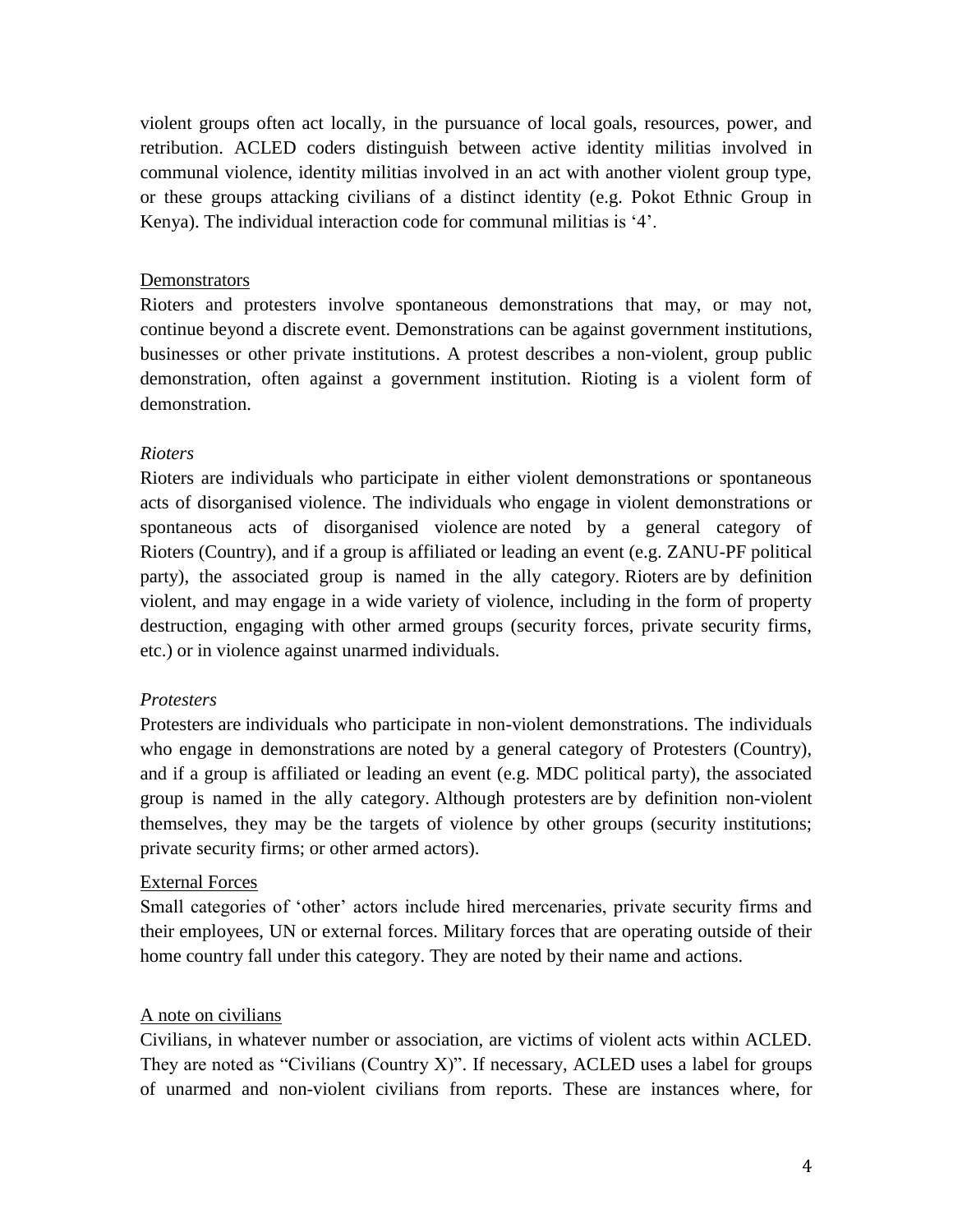violent groups often act locally, in the pursuance of local goals, resources, power, and retribution. ACLED coders distinguish between active identity militias involved in communal violence, identity militias involved in an act with another violent group type, or these groups attacking civilians of a distinct identity (e.g. Pokot Ethnic Group in Kenya). The individual interaction code for communal militias is '4'.

<u>Demonstrators</u>

Rioters and protesters involve spontaneous demonstrations that may, or may not, continue beyond a discrete event. Demonstrations can be against government institutions, businesses or other private institutions. A protest describes a non-violent, group public demonstration, often against a government institution. Rioting is a violent form of demonstration.

*Rioters*

Rioters are individuals who participate in either violent demonstrations or spontaneous acts of disorganised violence. The individuals who engage in violent demonstrations or spontaneous acts of disorganised violence are noted by a general category of Rioters (Country), and if a group is affiliated or leading an event (e.g. ZANU-PF political party), the associated group is named in the ally category. Rioters are by definition violent, and may engage in a wide variety of violence, including in the form of property destruction, engaging with other armed groups (security forces, private security firms, etc.) or in violence against unarmed individuals.

*Protesters*

Protesters are individuals who participate in non-violent demonstrations. The individuals who engage in demonstrations are noted by a general category of Protesters (Country), and if a group is affiliated or leading an event (e.g. MDC political party), the associated group is named in the ally category. Although protesters are by definition non-violent themselves, they may be the targets of violence by other groups (security institutions; private security firms; or other armed actors).

<u>External Forces</u>

Small categories of 'other' actors include hired mercenaries, private security firms and their employees, UN or external forces. Military forces that are operating outside of their home country fall under this category. They are noted by their name and actions.

<u>A note on civilians</u>

Civilians, in whatever number or association, are victims of violent acts within ACLED. They are noted as "Civilians (Country X)". If necessary, ACLED uses a label for groups of unarmed and non-violent civilians from reports. These are instances where, for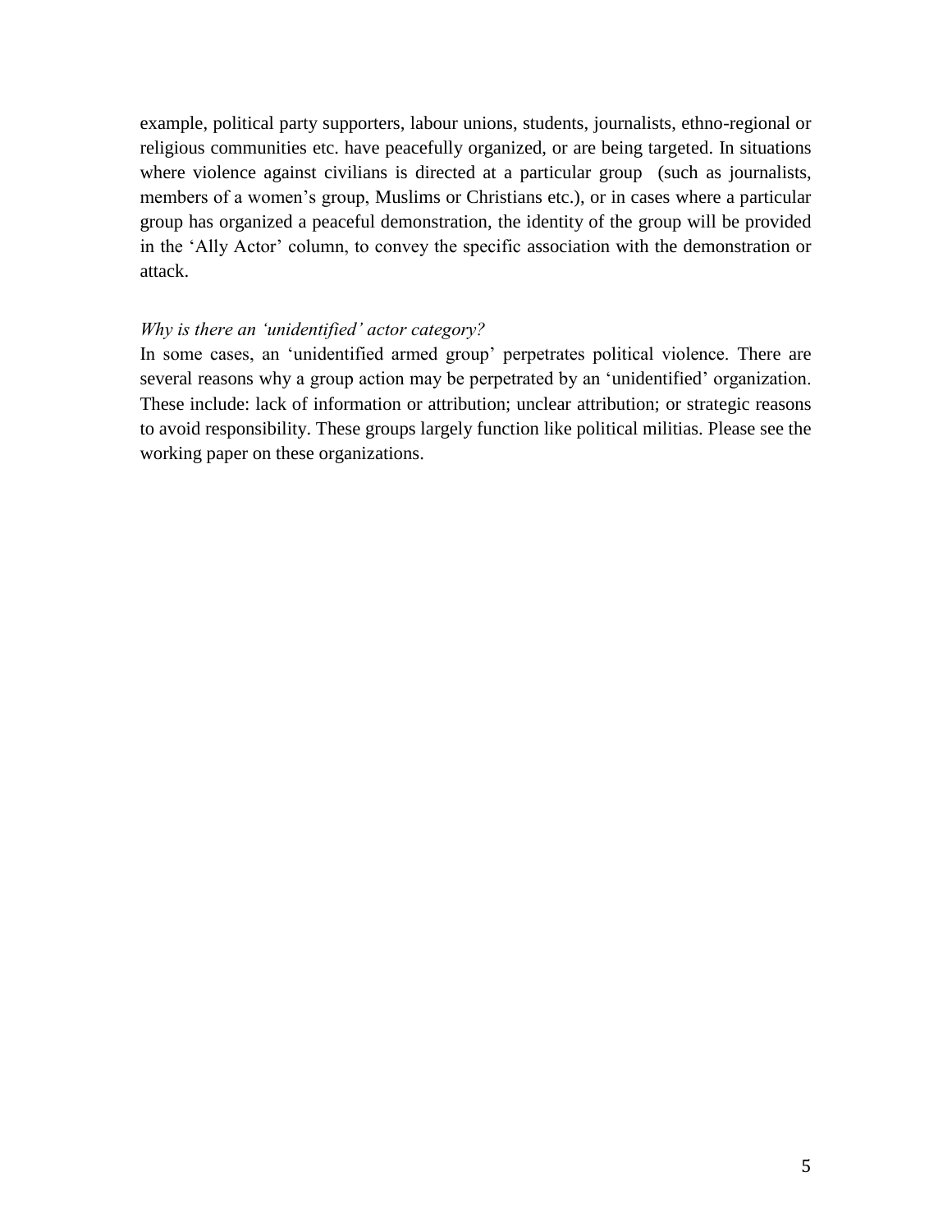example, political party supporters, labour unions, students, journalists, ethno-regional or religious communities etc. have peacefully organized, or are being targeted. In situations where violence against civilians is directed at a particular group (such as journalists, members of a women's group, Muslims or Christians etc.), or in cases where a particular group has organized a peaceful demonstration, the identity of the group will be provided in the 'Ally Actor' column, to convey the specific association with the demonstration or attack.

*Why is there an 'unidentified' actor category?*

In some cases, an 'unidentified armed group' perpetrates political violence. There are several reasons why a group action may be perpetrated by an 'unidentified' organization. These include: lack of information or attribution; unclear attribution; or strategic reasons to avoid responsibility. These groups largely function like political militias. Please see the working paper on these organizations.